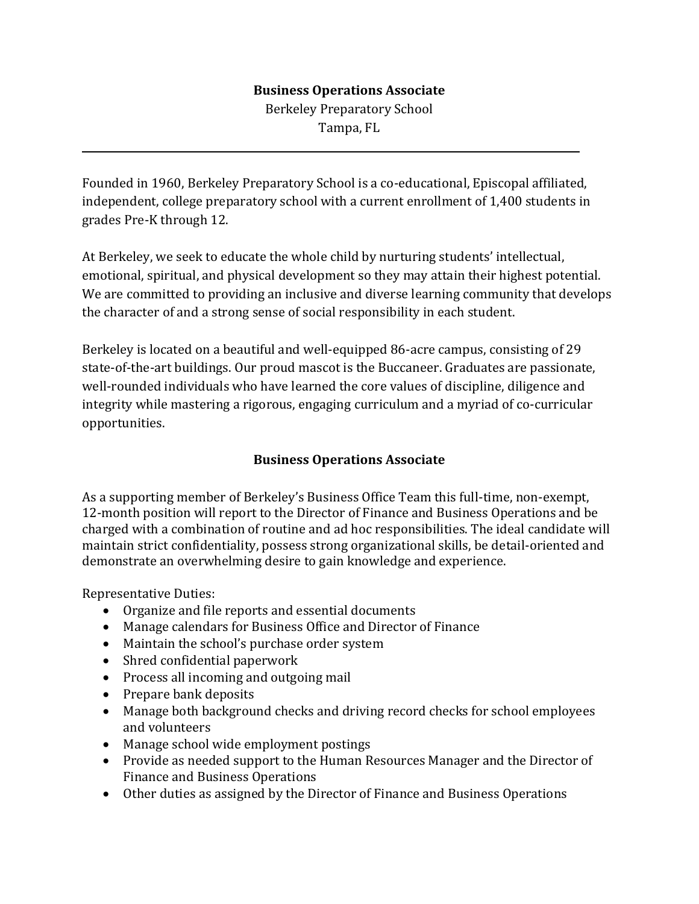# Business Operations Associate

Berkeley Preparatory School
Tampa, FL

---

Founded in 1960, Berkeley Preparatory School is a co-educational, Episcopal affiliated, independent, college preparatory school with a current enrollment of 1,400 students in grades Pre-K through 12.

At Berkeley, we seek to educate the whole child by nurturing students' intellectual, emotional, spiritual, and physical development so they may attain their highest potential. We are committed to providing an inclusive and diverse learning community that develops the character of and a strong sense of social responsibility in each student.

Berkeley is located on a beautiful and well-equipped 86-acre campus, consisting of 29 state-of-the-art buildings. Our proud mascot is the Buccaneer. Graduates are passionate, well-rounded individuals who have learned the core values of discipline, diligence and integrity while mastering a rigorous, engaging curriculum and a myriad of co-curricular opportunities.

## Business Operations Associate

As a supporting member of Berkeley's Business Office Team this full-time, non-exempt, 12-month position will report to the Director of Finance and Business Operations and be charged with a combination of routine and ad hoc responsibilities. The ideal candidate will maintain strict confidentiality, possess strong organizational skills, be detail-oriented and demonstrate an overwhelming desire to gain knowledge and experience.

Representative Duties:

- Organize and file reports and essential documents
- Manage calendars for Business Office and Director of Finance
- Maintain the school's purchase order system
- Shred confidential paperwork
- Process all incoming and outgoing mail
- Prepare bank deposits
- Manage both background checks and driving record checks for school employees and volunteers
- Manage school wide employment postings
- Provide as needed support to the Human Resources Manager and the Director of Finance and Business Operations
- Other duties as assigned by the Director of Finance and Business Operations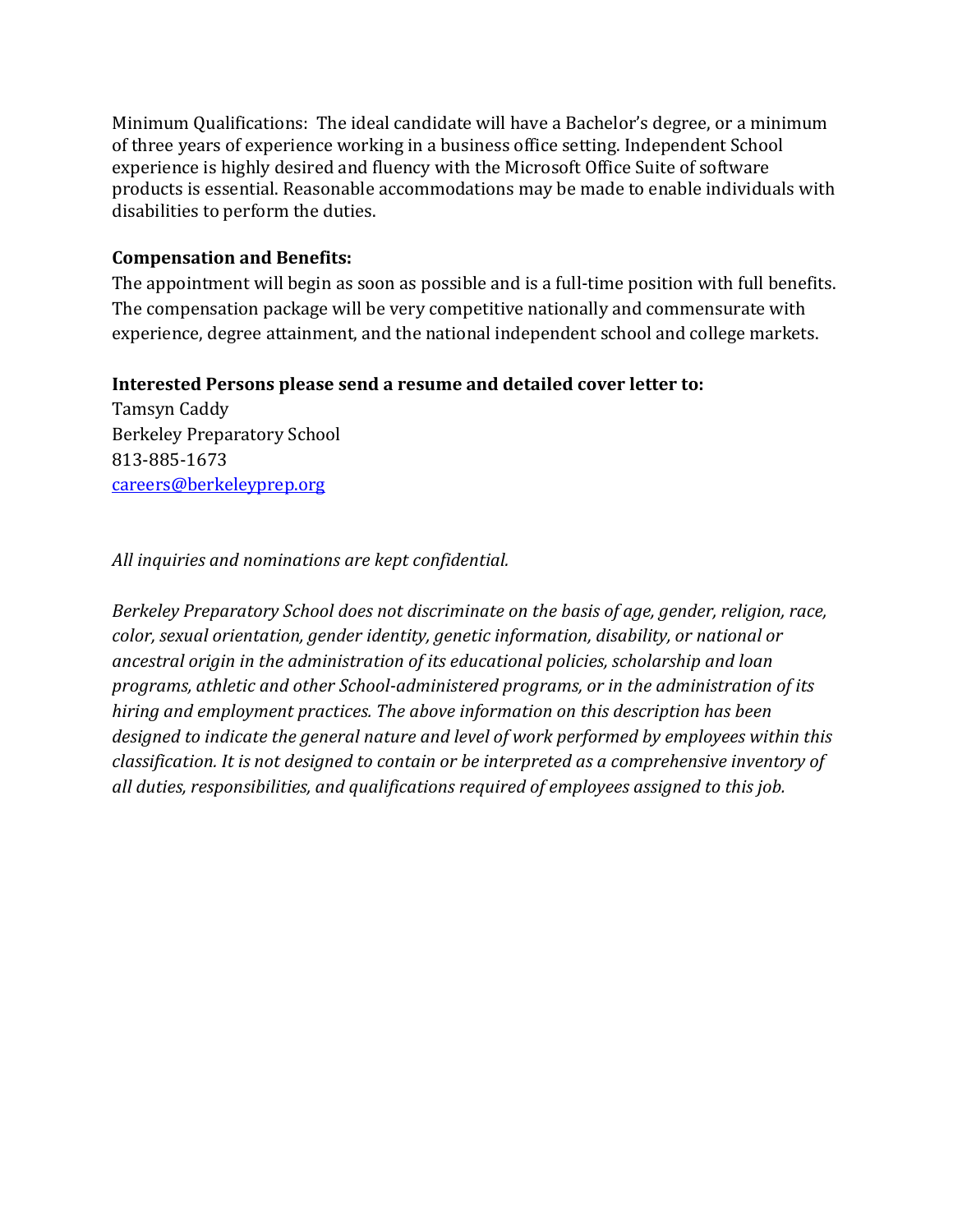Minimum Qualifications: The ideal candidate will have a Bachelor's degree, or a minimum of three years of experience working in a business office setting. Independent School experience is highly desired and fluency with the Microsoft Office Suite of software products is essential. Reasonable accommodations may be made to enable individuals with disabilities to perform the duties.

**Compensation and Benefits:**

The appointment will begin as soon as possible and is a full-time position with full benefits. The compensation package will be very competitive nationally and commensurate with experience, degree attainment, and the national independent school and college markets.

**Interested Persons please send a resume and detailed cover letter to:**

Tamsyn Caddy
Berkeley Preparatory School
813-885-1673
careers@berkeleyprep.org

*All inquiries and nominations are kept confidential.*

*Berkeley Preparatory School does not discriminate on the basis of age, gender, religion, race, color, sexual orientation, gender identity, genetic information, disability, or national or ancestral origin in the administration of its educational policies, scholarship and loan programs, athletic and other School-administered programs, or in the administration of its hiring and employment practices. The above information on this description has been designed to indicate the general nature and level of work performed by employees within this classification. It is not designed to contain or be interpreted as a comprehensive inventory of all duties, responsibilities, and qualifications required of employees assigned to this job.*